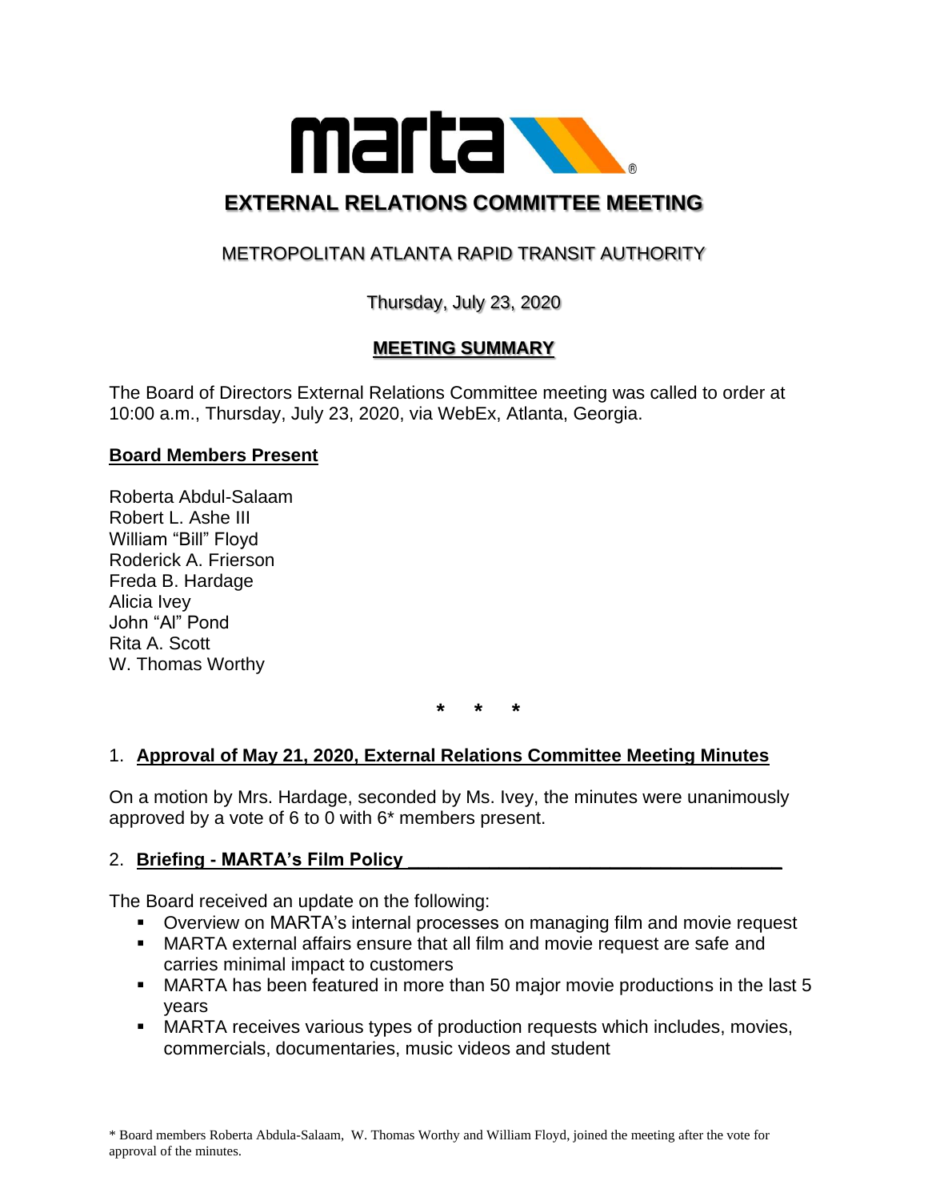# EXTERNAL RELATIONS COMMITTEE MEETING

## METROPOLITAN ATLANTA RAPID TRANSIT AUTHORITY

Thursday, July 23, 2020

## MEETING SUMMARY

The Board of Directors External Relations Committee meeting was called to order at 10:00 a.m., Thursday, July 23, 2020, via WebEx, Atlanta, Georgia.

**Board Members Present**

Roberta Abdul-Salaam
Robert L. Ashe III
William "Bill" Floyd
Roderick A. Frierson
Freda B. Hardage
Alicia Ivey
John "Al" Pond
Rita A. Scott
W. Thomas Worthy

\* \* \*

1. **Approval of May 21, 2020, External Relations Committee Meeting Minutes**

On a motion by Mrs. Hardage, seconded by Ms. Ivey, the minutes were unanimously approved by a vote of 6 to 0 with 6* members present.

2. **Briefing - MARTA's Film Policy**

The Board received an update on the following:

- Overview on MARTA's internal processes on managing film and movie request
- MARTA external affairs ensure that all film and movie request are safe and carries minimal impact to customers
- MARTA has been featured in more than 50 major movie productions in the last 5 years
- MARTA receives various types of production requests which includes, movies, commercials, documentaries, music videos and student

\* Board members Roberta Abdula-Salaam, W. Thomas Worthy and William Floyd, joined the meeting after the vote for approval of the minutes.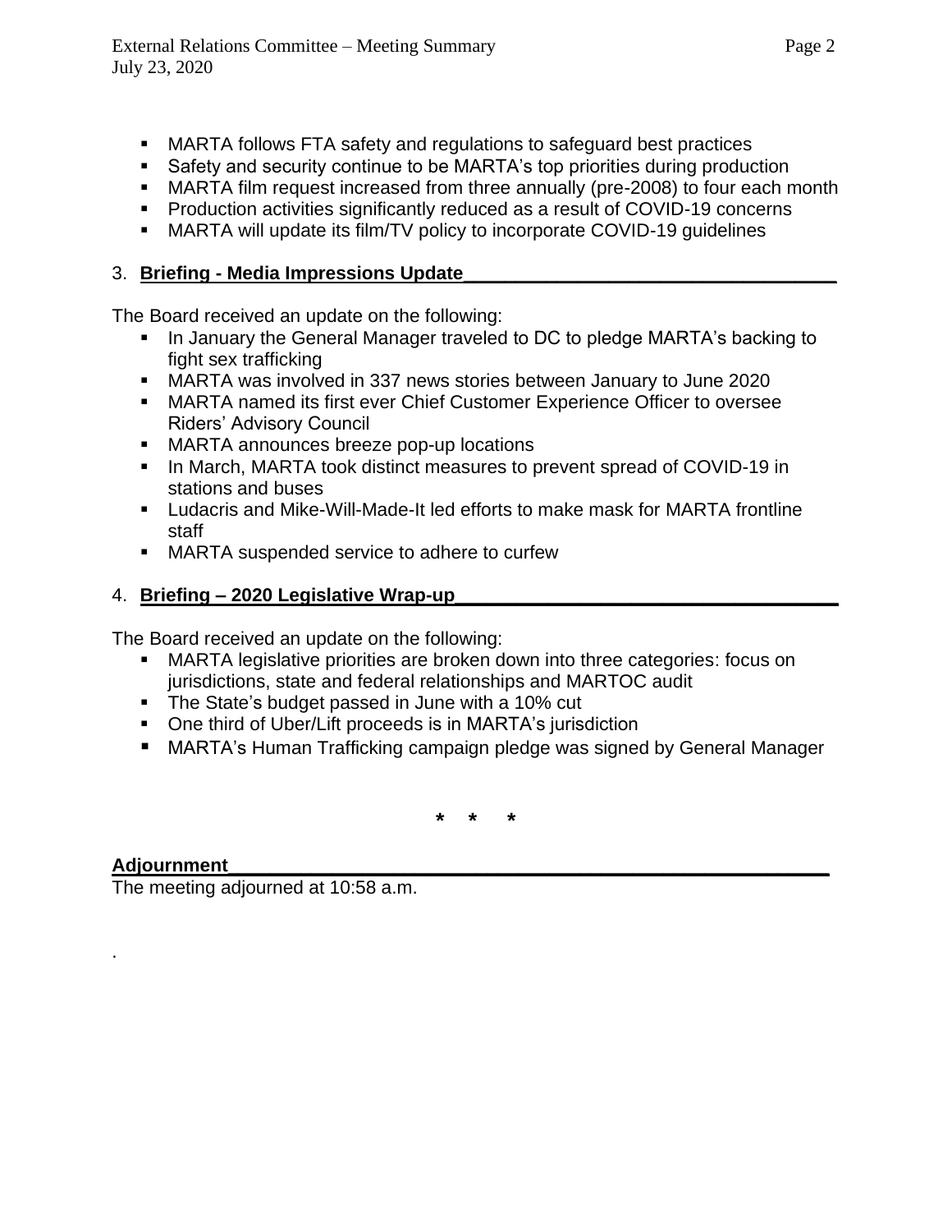- MARTA follows FTA safety and regulations to safeguard best practices
- Safety and security continue to be MARTA's top priorities during production
- MARTA film request increased from three annually (pre-2008) to four each month
- Production activities significantly reduced as a result of COVID-19 concerns
- MARTA will update its film/TV policy to incorporate COVID-19 guidelines

3. **Briefing - Media Impressions Update**

The Board received an update on the following:

- In January the General Manager traveled to DC to pledge MARTA's backing to fight sex trafficking
- MARTA was involved in 337 news stories between January to June 2020
- MARTA named its first ever Chief Customer Experience Officer to oversee Riders' Advisory Council
- MARTA announces breeze pop-up locations
- In March, MARTA took distinct measures to prevent spread of COVID-19 in stations and buses
- Ludacris and Mike-Will-Made-It led efforts to make mask for MARTA frontline staff
- MARTA suspended service to adhere to curfew

4. **Briefing – 2020 Legislative Wrap-up**

The Board received an update on the following:

- MARTA legislative priorities are broken down into three categories: focus on jurisdictions, state and federal relationships and MARTOC audit
- The State's budget passed in June with a 10% cut
- One third of Uber/Lift proceeds is in MARTA's jurisdiction
- MARTA's Human Trafficking campaign pledge was signed by General Manager

\* \* \*

**Adjournment**

The meeting adjourned at 10:58 a.m.